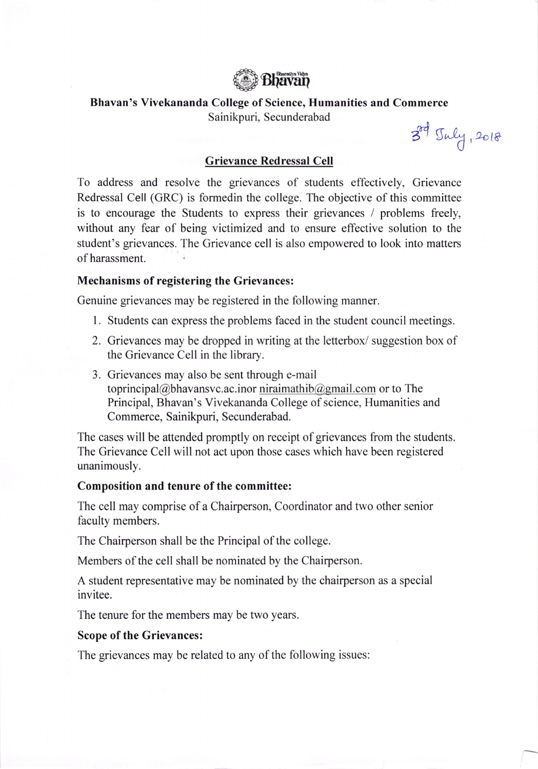Bharatiya Vidya Bhavan

**Bhavan's Vivekananda College of Science, Humanities and Commerce**

Sainikpuri, Secunderabad

3rd July, 2018

## Grievance Redressal Cell

To address and resolve the grievances of students effectively, Grievance Redressal Cell (GRC) is formedin the college. The objective of this committee is to encourage the Students to express their grievances / problems freely, without any fear of being victimized and to ensure effective solution to the student's grievances. The Grievance cell is also empowered to look into matters of harassment.

### Mechanisms of registering the Grievances:

Genuine grievances may be registered in the following manner.

1. Students can express the problems faced in the student council meetings.
2. Grievances may be dropped in writing at the letterbox/ suggestion box of the Grievance Cell in the library.
3. Grievances may also be sent through e-mail toprincipal@bhavansvc.ac.inor niraimathib@gmail.com or to The Principal, Bhavan's Vivekananda College of science, Humanities and Commerce, Sainikpuri, Secunderabad.

The cases will be attended promptly on receipt of grievances from the students. The Grievance Cell will not act upon those cases which have been registered unanimously.

### Composition and tenure of the committee:

The cell may comprise of a Chairperson, Coordinator and two other senior faculty members.

The Chairperson shall be the Principal of the college.

Members of the cell shall be nominated by the Chairperson.

A student representative may be nominated by the chairperson as a special invitee.

The tenure for the members may be two years.

### Scope of the Grievances:

The grievances may be related to any of the following issues: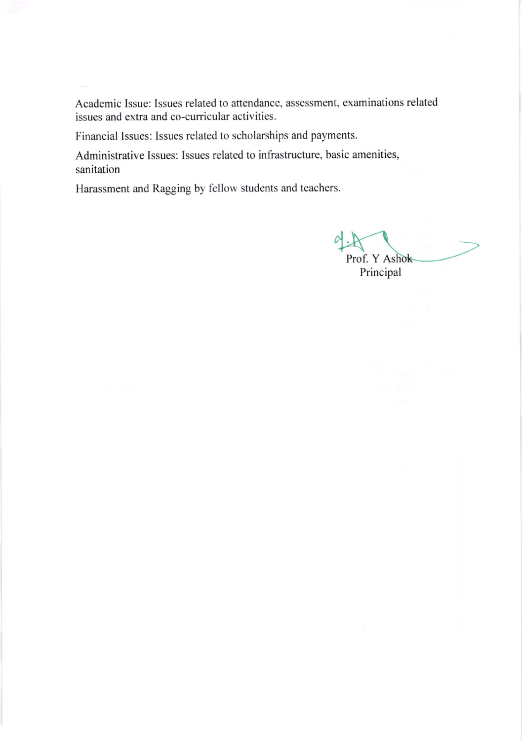Academic Issue: Issues related to attendance, assessment, examinations related issues and extra and co-curricular activities.

Financial Issues: Issues related to scholarships and payments.

Administrative Issues: Issues related to infrastructure, basic amenities, sanitation

Harassment and Ragging by fellow students and teachers.

Prof. Y Ashok
Principal